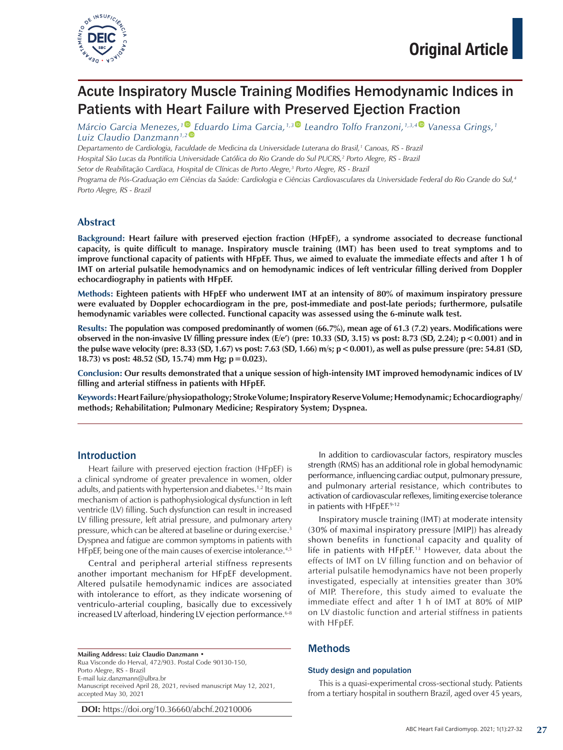Original Article

# Acute Inspiratory Muscle Training Modifies Hemodynamic Indices in Patients with Heart Failure with Preserved Ejection Fraction

*Márcio Garcia Menezes,[1] Eduardo Lima Garcia,[1,3] Leandro Tolfo Franzoni,[1,3,4] Vanessa Grings,[1] Luiz Claudio Danzmann[1,2]*

*Departamento de Cardiologia, Faculdade de Medicina da Universidade Luterana do Brasil,[1] Canoas, RS - Brazil*
*Hospital São Lucas da Pontifícia Universidade Católica do Rio Grande do Sul PUCRS,[2] Porto Alegre, RS - Brazil*
*Setor de Reabilitação Cardíaca, Hospital de Clínicas de Porto Alegre,[3] Porto Alegre, RS - Brazil*
*Programa de Pós-Graduação em Ciências da Saúde: Cardiologia e Ciências Cardiovasculares da Universidade Federal do Rio Grande do Sul,[4] Porto Alegre, RS - Brazil*

## Abstract

**Background: Heart failure with preserved ejection fraction (HFpEF), a syndrome associated to decrease functional capacity, is quite difficult to manage. Inspiratory muscle training (IMT) has been used to treat symptoms and to improve functional capacity of patients with HFpEF. Thus, we aimed to evaluate the immediate effects and after 1 h of IMT on arterial pulsatile hemodynamics and on hemodynamic indices of left ventricular filling derived from Doppler echocardiography in patients with HFpEF.**

**Methods: Eighteen patients with HFpEF who underwent IMT at an intensity of 80% of maximum inspiratory pressure were evaluated by Doppler echocardiogram in the pre, post-immediate and post-late periods; furthermore, pulsatile hemodynamic variables were collected. Functional capacity was assessed using the 6-minute walk test.**

**Results: The population was composed predominantly of women (66.7%), mean age of 61.3 (7.2) years. Modifications were observed in the non-invasive LV filling pressure index (E/e′) (pre: 10.33 (SD, 3.15) vs post: 8.73 (SD, 2.24); $p < 0.001$) and in the pulse wave velocity (pre: 8.33 (SD, 1.67) vs post: 7.63 (SD, 1.66) m/s; $p < 0.001$), as well as pulse pressure (pre: 54.81 (SD, 18.73) vs post: 48.52 (SD, 15.74) mm Hg; $p = 0.023$).**

**Conclusion: Our results demonstrated that a unique session of high-intensity IMT improved hemodynamic indices of LV filling and arterial stiffness in patients with HFpEF.**

**Keywords: Heart Failure/physiopathology; Stroke Volume; Inspiratory Reserve Volume; Hemodynamic; Echocardiography/methods; Rehabilitation; Pulmonary Medicine; Respiratory System; Dyspnea.**

## Introduction

Heart failure with preserved ejection fraction (HFpEF) is a clinical syndrome of greater prevalence in women, older adults, and patients with hypertension and diabetes.[1,2] Its main mechanism of action is pathophysiological dysfunction in left ventricle (LV) filling. Such dysfunction can result in increased LV filling pressure, left atrial pressure, and pulmonary artery pressure, which can be altered at baseline or during exercise.[3] Dyspnea and fatigue are common symptoms in patients with HFpEF, being one of the main causes of exercise intolerance.[4,5]

Central and peripheral arterial stiffness represents another important mechanism for HFpEF development. Altered pulsatile hemodynamic indices are associated with intolerance to effort, as they indicate worsening of ventriculo-arterial coupling, basically due to excessively increased LV afterload, hindering LV ejection performance.[6-8]

In addition to cardiovascular factors, respiratory muscles strength (RMS) has an additional role in global hemodynamic performance, influencing cardiac output, pulmonary pressure, and pulmonary arterial resistance, which contributes to activation of cardiovascular reflexes, limiting exercise tolerance in patients with HFpEF.[9-12]

Inspiratory muscle training (IMT) at moderate intensity (30% of maximal inspiratory pressure [MIP]) has already shown benefits in functional capacity and quality of life in patients with HFpEF.[13] However, data about the effects of IMT on LV filling function and on behavior of arterial pulsatile hemodynamics have not been properly investigated, especially at intensities greater than 30% of MIP. Therefore, this study aimed to evaluate the immediate effect and after 1 h of IMT at 80% of MIP on LV diastolic function and arterial stiffness in patients with HFpEF.

## Methods

### Study design and population

This is a quasi-experimental cross-sectional study. Patients from a tertiary hospital in southern Brazil, aged over 45 years,

**Mailing Address: Luiz Claudio Danzmann •**
Rua Visconde do Herval, 472/903. Postal Code 90130-150, Porto Alegre, RS - Brazil
E-mail luiz.danzmann@ulbra.br
Manuscript received April 28, 2021, revised manuscript May 12, 2021, accepted May 30, 2021

**DOI:** https://doi.org/10.36660/abchf.20210006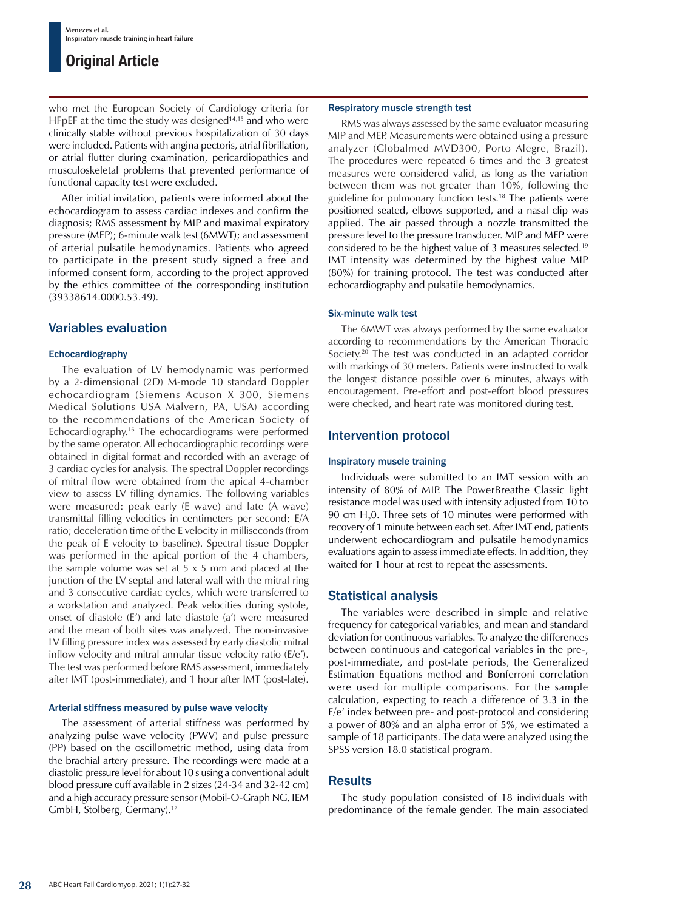who met the European Society of Cardiology criteria for HFpEF at the time the study was designed[14,15] and who were clinically stable without previous hospitalization of 30 days were included. Patients with angina pectoris, atrial fibrillation, or atrial flutter during examination, pericardiopathies and musculoskeletal problems that prevented performance of functional capacity test were excluded.

After initial invitation, patients were informed about the echocardiogram to assess cardiac indexes and confirm the diagnosis; RMS assessment by MIP and maximal expiratory pressure (MEP); 6-minute walk test (6MWT); and assessment of arterial pulsatile hemodynamics. Patients who agreed to participate in the present study signed a free and informed consent form, according to the project approved by the ethics committee of the corresponding institution (39338614.0000.53.49).

## Variables evaluation

### Echocardiography

The evaluation of LV hemodynamic was performed by a 2-dimensional (2D) M-mode 10 standard Doppler echocardiogram (Siemens Acuson X 300, Siemens Medical Solutions USA Malvern, PA, USA) according to the recommendations of the American Society of Echocardiography.[16] The echocardiograms were performed by the same operator. All echocardiographic recordings were obtained in digital format and recorded with an average of 3 cardiac cycles for analysis. The spectral Doppler recordings of mitral flow were obtained from the apical 4-chamber view to assess LV filling dynamics. The following variables were measured: peak early (E wave) and late (A wave) transmittal filling velocities in centimeters per second; E/A ratio; deceleration time of the E velocity in milliseconds (from the peak of E velocity to baseline). Spectral tissue Doppler was performed in the apical portion of the 4 chambers, the sample volume was set at 5 x 5 mm and placed at the junction of the LV septal and lateral wall with the mitral ring and 3 consecutive cardiac cycles, which were transferred to a workstation and analyzed. Peak velocities during systole, onset of diastole (E′) and late diastole (a′) were measured and the mean of both sites was analyzed. The non-invasive LV filling pressure index was assessed by early diastolic mitral inflow velocity and mitral annular tissue velocity ratio (E/e′). The test was performed before RMS assessment, immediately after IMT (post-immediate), and 1 hour after IMT (post-late).

### Arterial stiffness measured by pulse wave velocity

The assessment of arterial stiffness was performed by analyzing pulse wave velocity (PWV) and pulse pressure (PP) based on the oscillometric method, using data from the brachial artery pressure. The recordings were made at a diastolic pressure level for about 10 s using a conventional adult blood pressure cuff available in 2 sizes (24-34 and 32-42 cm) and a high accuracy pressure sensor (Mobil-O-Graph NG, IEM GmbH, Stolberg, Germany).[17]

### Respiratory muscle strength test

RMS was always assessed by the same evaluator measuring MIP and MEP. Measurements were obtained using a pressure analyzer (Globalmed MVD300, Porto Alegre, Brazil). The procedures were repeated 6 times and the 3 greatest measures were considered valid, as long as the variation between them was not greater than 10%, following the guideline for pulmonary function tests.[18] The patients were positioned seated, elbows supported, and a nasal clip was applied. The air passed through a nozzle transmitted the pressure level to the pressure transducer. MIP and MEP were considered to be the highest value of 3 measures selected.[19] IMT intensity was determined by the highest value MIP (80%) for training protocol. The test was conducted after echocardiography and pulsatile hemodynamics.

### Six-minute walk test

The 6MWT was always performed by the same evaluator according to recommendations by the American Thoracic Society.[20] The test was conducted in an adapted corridor with markings of 30 meters. Patients were instructed to walk the longest distance possible over 6 minutes, always with encouragement. Pre-effort and post-effort blood pressures were checked, and heart rate was monitored during test.

## Intervention protocol

### Inspiratory muscle training

Individuals were submitted to an IMT session with an intensity of 80% of MIP. The PowerBreathe Classic light resistance model was used with intensity adjusted from 10 to 90 cm $H_2O$. Three sets of 10 minutes were performed with recovery of 1 minute between each set. After IMT end, patients underwent echocardiogram and pulsatile hemodynamics evaluations again to assess immediate effects. In addition, they waited for 1 hour at rest to repeat the assessments.

## Statistical analysis

The variables were described in simple and relative frequency for categorical variables, and mean and standard deviation for continuous variables. To analyze the differences between continuous and categorical variables in the pre-, post-immediate, and post-late periods, the Generalized Estimation Equations method and Bonferroni correlation were used for multiple comparisons. For the sample calculation, expecting to reach a difference of 3.3 in the E/e′ index between pre- and post-protocol and considering a power of 80% and an alpha error of 5%, we estimated a sample of 18 participants. The data were analyzed using the SPSS version 18.0 statistical program.

## Results

The study population consisted of 18 individuals with predominance of the female gender. The main associated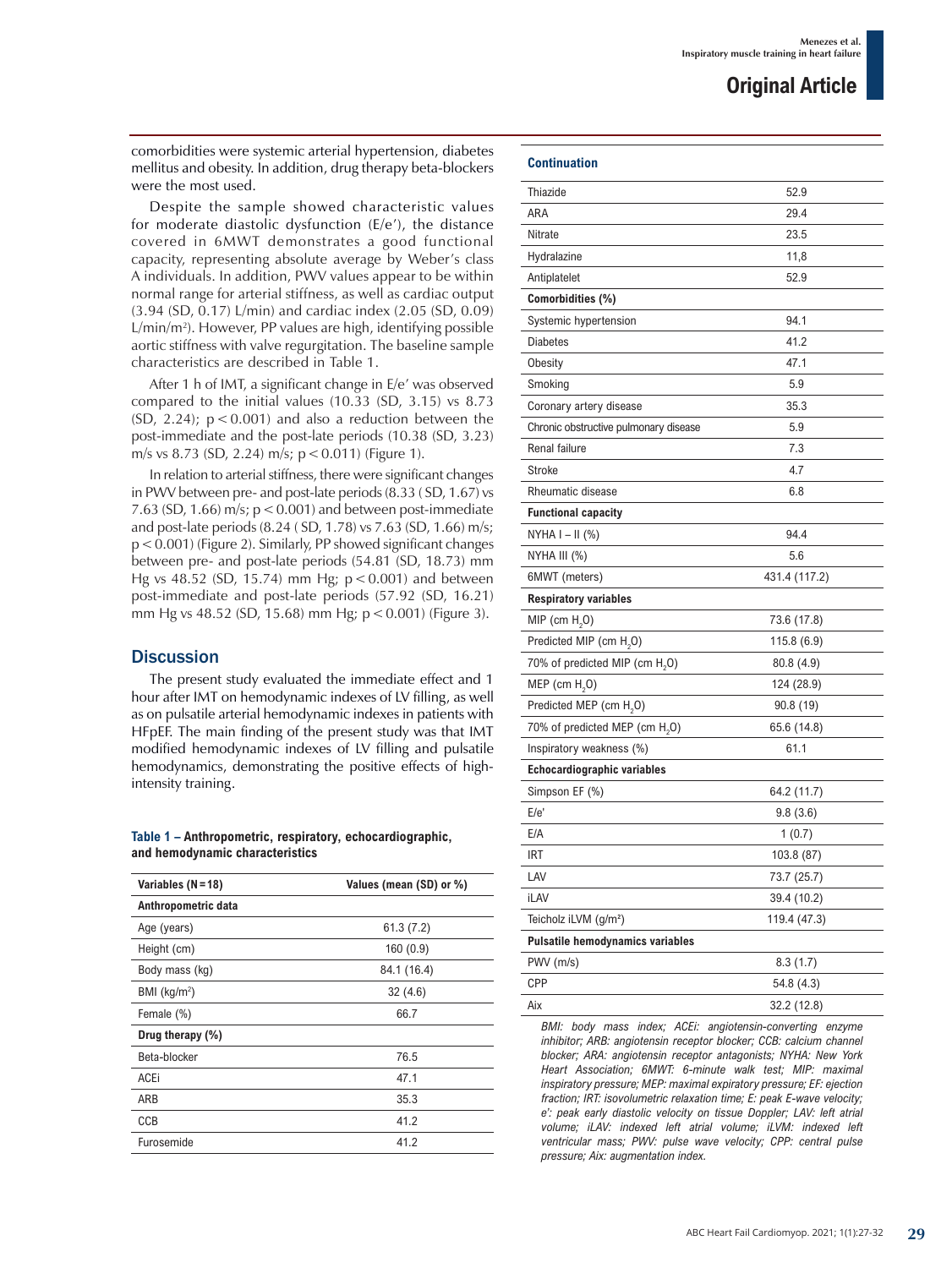comorbidities were systemic arterial hypertension, diabetes mellitus and obesity. In addition, drug therapy beta-blockers were the most used.

Despite the sample showed characteristic values for moderate diastolic dysfunction (E/e'), the distance covered in 6MWT demonstrates a good functional capacity, representing absolute average by Weber's class A individuals. In addition, PWV values appear to be within normal range for arterial stiffness, as well as cardiac output (3.94 (SD, 0.17) L/min) and cardiac index (2.05 (SD, 0.09) L/min/m²). However, PP values are high, identifying possible aortic stiffness with valve regurgitation. The baseline sample characteristics are described in Table 1.

After 1 h of IMT, a significant change in E/e' was observed compared to the initial values (10.33 (SD, 3.15) vs 8.73 (SD, 2.24); $p < 0.001$) and also a reduction between the post-immediate and the post-late periods (10.38 (SD, 3.23) m/s vs 8.73 (SD, 2.24) m/s; $p < 0.011$) (Figure 1).

In relation to arterial stiffness, there were significant changes in PWV between pre- and post-late periods (8.33 ( SD, 1.67) vs 7.63 (SD, 1.66) m/s; $p < 0.001$) and between post-immediate and post-late periods (8.24 ( SD, 1.78) vs 7.63 (SD, 1.66) m/s; $p < 0.001$) (Figure 2). Similarly, PP showed significant changes between pre- and post-late periods (54.81 (SD, 18.73) mm Hg vs 48.52 (SD, 15.74) mm Hg; $p < 0.001$) and between post-immediate and post-late periods (57.92 (SD, 16.21) mm Hg vs 48.52 (SD, 15.68) mm Hg; $p < 0.001$) (Figure 3).

## Discussion

The present study evaluated the immediate effect and 1 hour after IMT on hemodynamic indexes of LV filling, as well as on pulsatile arterial hemodynamic indexes in patients with HFpEF. The main finding of the present study was that IMT modified hemodynamic indexes of LV filling and pulsatile hemodynamics, demonstrating the positive effects of high-intensity training.

**Table 1 – Anthropometric, respiratory, echocardiographic, and hemodynamic characteristics**

| Variables (N=18) | Values (mean (SD) or %) |
|---|---|
| **Anthropometric data** | |
| Age (years) | 61.3 (7.2) |
| Height (cm) | 160 (0.9) |
| Body mass (kg) | 84.1 (16.4) |
| BMI (kg/m²) | 32 (4.6) |
| Female (%) | 66.7 |
| **Drug therapy (%)** | |
| Beta-blocker | 76.5 |
| ACEi | 47.1 |
| ARB | 35.3 |
| CCB | 41.2 |
| Furosemide | 41.2 |
| Thiazide | 52.9 |
| ARA | 29.4 |
| Nitrate | 23.5 |
| Hydralazine | 11,8 |
| Antiplatelet | 52.9 |
| **Comorbidities (%)** | |
| Systemic hypertension | 94.1 |
| Diabetes | 41.2 |
| Obesity | 47.1 |
| Smoking | 5.9 |
| Coronary artery disease | 35.3 |
| Chronic obstructive pulmonary disease | 5.9 |
| Renal failure | 7.3 |
| Stroke | 4.7 |
| Rheumatic disease | 6.8 |
| **Functional capacity** | |
| NYHA I – II (%) | 94.4 |
| NYHA III (%) | 5.6 |
| 6MWT (meters) | 431.4 (117.2) |
| **Respiratory variables** | |
| MIP (cm $H_2O$) | 73.6 (17.8) |
| Predicted MIP (cm $H_2O$) | 115.8 (6.9) |
| 70% of predicted MIP (cm $H_2O$) | 80.8 (4.9) |
| MEP (cm $H_2O$) | 124 (28.9) |
| Predicted MEP (cm $H_2O$) | 90.8 (19) |
| 70% of predicted MEP (cm $H_2O$) | 65.6 (14.8) |
| Inspiratory weakness (%) | 61.1 |
| **Echocardiographic variables** | |
| Simpson EF (%) | 64.2 (11.7) |
| E/e' | 9.8 (3.6) |
| E/A | 1 (0.7) |
| IRT | 103.8 (87) |
| LAV | 73.7 (25.7) |
| iLAV | 39.4 (10.2) |
| Teicholz iLVM (g/m²) | 119.4 (47.3) |
| **Pulsatile hemodynamics variables** | |
| PWV (m/s) | 8.3 (1.7) |
| CPP | 54.8 (4.3) |
| Aix | 32.2 (12.8) |

*BMI: body mass index; ACEi: angiotensin-converting enzyme inhibitor; ARB: angiotensin receptor blocker; CCB: calcium channel blocker; ARA: angiotensin receptor antagonists; NYHA: New York Heart Association; 6MWT: 6-minute walk test; MIP: maximal inspiratory pressure; MEP: maximal expiratory pressure; EF: ejection fraction; IRT: isovolumetric relaxation time; E: peak E-wave velocity; e': peak early diastolic velocity on tissue Doppler; LAV: left atrial volume; iLAV: indexed left atrial volume; iLVM: indexed left ventricular mass; PWV: pulse wave velocity; CPP: central pulse pressure; Aix: augmentation index.*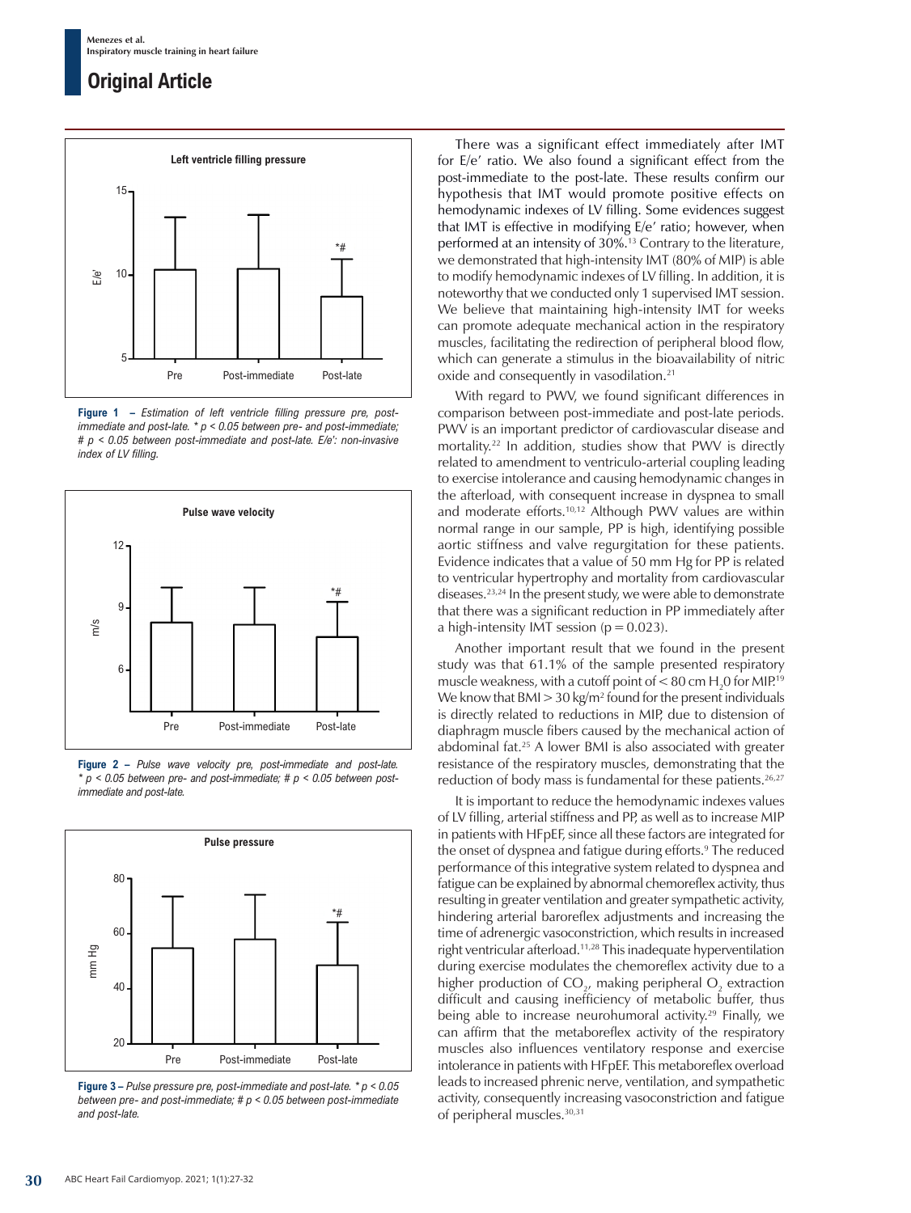**Figure 1 –** *Estimation of left ventricle filling pressure pre, post-immediate and post-late. * p < 0.05 between pre- and post-immediate; # p < 0.05 between post-immediate and post-late. E/e': non-invasive index of LV filling.*

**Figure 2 –** *Pulse wave velocity pre, post-immediate and post-late. * p < 0.05 between pre- and post-immediate; # p < 0.05 between post-immediate and post-late.*

**Figure 3 –** *Pulse pressure pre, post-immediate and post-late. * p < 0.05 between pre- and post-immediate; # p < 0.05 between post-immediate and post-late.*

There was a significant effect immediately after IMT for E/e' ratio. We also found a significant effect from the post-immediate to the post-late. These results confirm our hypothesis that IMT would promote positive effects on hemodynamic indexes of LV filling. Some evidences suggest that IMT is effective in modifying E/e' ratio; however, when performed at an intensity of 30%.[13] Contrary to the literature, we demonstrated that high-intensity IMT (80% of MIP) is able to modify hemodynamic indexes of LV filling. In addition, it is noteworthy that we conducted only 1 supervised IMT session. We believe that maintaining high-intensity IMT for weeks can promote adequate mechanical action in the respiratory muscles, facilitating the redirection of peripheral blood flow, which can generate a stimulus in the bioavailability of nitric oxide and consequently in vasodilation.[21]

With regard to PWV, we found significant differences in comparison between post-immediate and post-late periods. PWV is an important predictor of cardiovascular disease and mortality.[22] In addition, studies show that PWV is directly related to amendment to ventriculo-arterial coupling leading to exercise intolerance and causing hemodynamic changes in the afterload, with consequent increase in dyspnea to small and moderate efforts.[10,12] Although PWV values are within normal range in our sample, PP is high, identifying possible aortic stiffness and valve regurgitation for these patients. Evidence indicates that a value of 50 mm Hg for PP is related to ventricular hypertrophy and mortality from cardiovascular diseases.[23,24] In the present study, we were able to demonstrate that there was a significant reduction in PP immediately after a high-intensity IMT session ($p = 0.023$).

Another important result that we found in the present study was that 61.1% of the sample presented respiratory muscle weakness, with a cutoff point of < 80 cm $H_2O$ for MIP.[19] We know that BMI > 30 kg/m$^2$ found for the present individuals is directly related to reductions in MIP, due to distension of diaphragm muscle fibers caused by the mechanical action of abdominal fat.[25] A lower BMI is also associated with greater resistance of the respiratory muscles, demonstrating that the reduction of body mass is fundamental for these patients.[26,27]

It is important to reduce the hemodynamic indexes values of LV filling, arterial stiffness and PP, as well as to increase MIP in patients with HFpEF, since all these factors are integrated for the onset of dyspnea and fatigue during efforts.[9] The reduced performance of this integrative system related to dyspnea and fatigue can be explained by abnormal chemoreflex activity, thus resulting in greater ventilation and greater sympathetic activity, hindering arterial baroreflex adjustments and increasing the time of adrenergic vasoconstriction, which results in increased right ventricular afterload.[11,28] This inadequate hyperventilation during exercise modulates the chemoreflex activity due to a higher production of $CO_2$, making peripheral $O_2$ extraction difficult and causing inefficiency of metabolic buffer, thus being able to increase neurohumoral activity.[29] Finally, we can affirm that the metaboreflex activity of the respiratory muscles also influences ventilatory response and exercise intolerance in patients with HFpEF. This metaboreflex overload leads to increased phrenic nerve, ventilation, and sympathetic activity, consequently increasing vasoconstriction and fatigue of peripheral muscles.[30,31]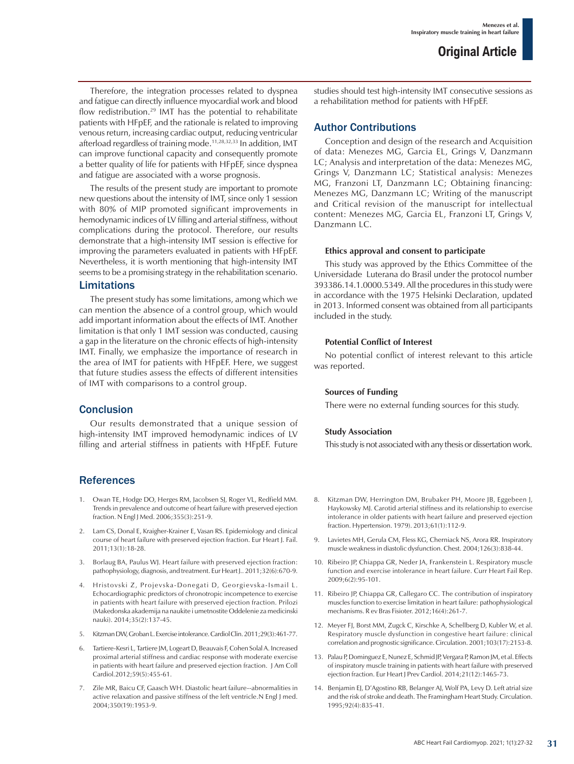Therefore, the integration processes related to dyspnea and fatigue can directly influence myocardial work and blood flow redistribution.[29] IMT has the potential to rehabilitate patients with HFpEF, and the rationale is related to improving venous return, increasing cardiac output, reducing ventricular afterload regardless of training mode.[11,28,32,33] In addition, IMT can improve functional capacity and consequently promote a better quality of life for patients with HFpEF, since dyspnea and fatigue are associated with a worse prognosis.

The results of the present study are important to promote new questions about the intensity of IMT, since only 1 session with 80% of MIP promoted significant improvements in hemodynamic indices of LV filling and arterial stiffness, without complications during the protocol. Therefore, our results demonstrate that a high-intensity IMT session is effective for improving the parameters evaluated in patients with HFpEF. Nevertheless, it is worth mentioning that high-intensity IMT seems to be a promising strategy in the rehabilitation scenario.

## Limitations

The present study has some limitations, among which we can mention the absence of a control group, which would add important information about the effects of IMT. Another limitation is that only 1 IMT session was conducted, causing a gap in the literature on the chronic effects of high-intensity IMT. Finally, we emphasize the importance of research in the area of IMT for patients with HFpEF. Here, we suggest that future studies assess the effects of different intensities of IMT with comparisons to a control group.

## Conclusion

Our results demonstrated that a unique session of high-intensity IMT improved hemodynamic indices of LV filling and arterial stiffness in patients with HFpEF. Future studies should test high-intensity IMT consecutive sessions as a rehabilitation method for patients with HFpEF.

## Author Contributions

Conception and design of the research and Acquisition of data: Menezes MG, Garcia EL, Grings V, Danzmann LC; Analysis and interpretation of the data: Menezes MG, Grings V, Danzmann LC; Statistical analysis: Menezes MG, Franzoni LT, Danzmann LC; Obtaining financing: Menezes MG, Danzmann LC; Writing of the manuscript and Critical revision of the manuscript for intellectual content: Menezes MG, Garcia EL, Franzoni LT, Grings V, Danzmann LC.

#### Ethics approval and consent to participate

This study was approved by the Ethics Committee of the Universidade Luterana do Brasil under the protocol number 393386.14.1.0000.5349. All the procedures in this study were in accordance with the 1975 Helsinki Declaration, updated in 2013. Informed consent was obtained from all participants included in the study.

#### Potential Conflict of Interest

No potential conflict of interest relevant to this article was reported.

#### Sources of Funding

There were no external funding sources for this study.

#### Study Association

This study is not associated with any thesis or dissertation work.

## References

1. Owan TE, Hodge DO, Herges RM, Jacobsen SJ, Roger VL, Redfield MM. Trends in prevalence and outcome of heart failure with preserved ejection fraction. N Engl J Med. 2006;355(3):251-9.
2. Lam CS, Donal E, Kraigher-Krainer E, Vasan RS. Epidemiology and clinical course of heart failure with preserved ejection fraction. Eur Heart J. Fail. 2011;13(1):18-28.
3. Borlaug BA, Paulus WJ. Heart failure with preserved ejection fraction: pathophysiology, diagnosis, and treatment. Eur Heart J.. 2011;32(6):670-9.
4. Hristovski Z, Projevska-Donegati D, Georgievska-Ismail L. Echocardiographic predictors of chronotropic incompetence to exercise in patients with heart failure with preserved ejection fraction. Prilozi (Makedonska akademija na naukite i umetnostite Oddelenie za medicinski nauki). 2014;35(2):137-45.
5. Kitzman DW, Groban L. Exercise intolerance. Cardiol Clin. 2011;29(3):461-77.
6. Tartiere-Kesri L, Tartiere JM, Logeart D, Beauvais F, Cohen Solal A. Increased proximal arterial stiffness and cardiac response with moderate exercise in patients with heart failure and preserved ejection fraction. J Am Coll Cardiol.2012;59(5):455-61.
7. Zile MR, Baicu CF, Gaasch WH. Diastolic heart failure--abnormalities in active relaxation and passive stiffness of the left ventricle.N Engl J med. 2004;350(19):1953-9.
8. Kitzman DW, Herrington DM, Brubaker PH, Moore JB, Eggebeen J, Haykowsky MJ. Carotid arterial stiffness and its relationship to exercise intolerance in older patients with heart failure and preserved ejection fraction. Hypertension. 1979). 2013;61(1):112-9.
9. Lavietes MH, Gerula CM, Fless KG, Cherniack NS, Arora RR. Inspiratory muscle weakness in diastolic dysfunction. Chest. 2004;126(3):838-44.
10. Ribeiro JP, Chiappa GR, Neder JA, Frankenstein L. Respiratory muscle function and exercise intolerance in heart failure. Curr Heart Fail Rep. 2009;6(2):95-101.
11. Ribeiro JP, Chiappa GR, Callegaro CC. The contribution of inspiratory muscles function to exercise limitation in heart failure: pathophysiological mechanisms. R ev Bras Fisioter. 2012;16(4):261-7.
12. Meyer FJ, Borst MM, Zugck C, Kirschke A, Schellberg D, Kubler W, et al. Respiratory muscle dysfunction in congestive heart failure: clinical correlation and prognostic significance. Circulation. 2001;103(17):2153-8.
13. Palau P, Dominguez E, Nunez E, Schmid JP, Vergara P, Ramon JM, et al. Effects of inspiratory muscle training in patients with heart failure with preserved ejection fraction. Eur Heart J Prev Cardiol. 2014;21(12):1465-73.
14. Benjamin EJ, D'Agostino RB, Belanger AJ, Wolf PA, Levy D. Left atrial size and the risk of stroke and death. The Framingham Heart Study. Circulation. 1995;92(4):835-41.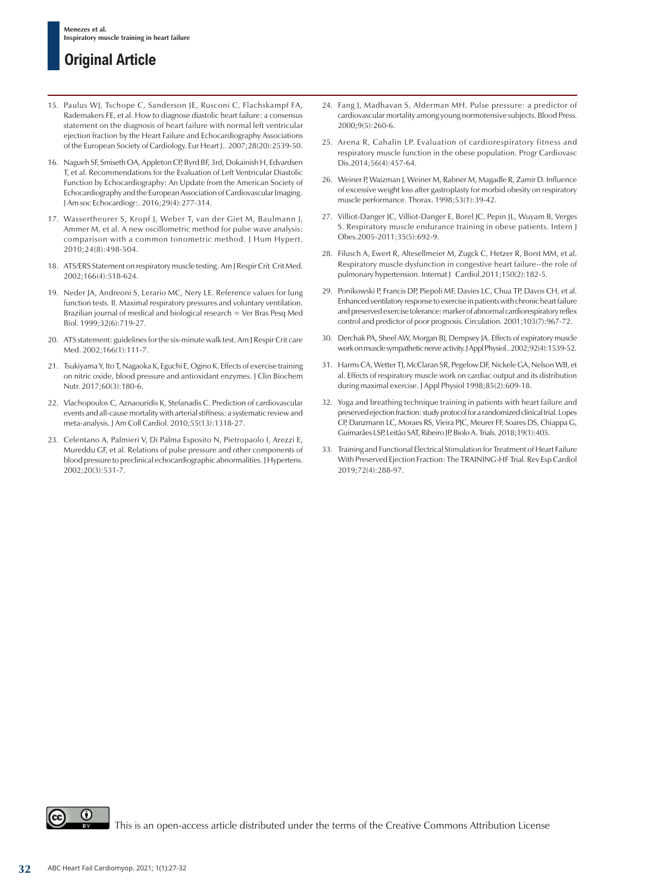15. Paulus WJ, Tschope C, Sanderson JE, Rusconi C, Flachskampf FA, Rademakers FE, et al. How to diagnose diastolic heart failure: a consensus statement on the diagnosis of heart failure with normal left ventricular ejection fraction by the Heart Failure and Echocardiography Associations of the European Society of Cardiology. Eur Heart J.. 2007;28(20):2539-50.
16. Nagueh SF, Smiseth OA, Appleton CP, Byrd BF, 3rd, Dokainish H, Edvardsen T, et al. Recommendations for the Evaluation of Left Ventricular Diastolic Function by Echocardiography: An Update from the American Society of Echocardiography and the European Association of Cardiovascular Imaging. J Am soc Echocardiogr:. 2016;29(4):277-314.
17. Wassertheurer S, Kropf J, Weber T, van der Giet M, Baulmann J, Ammer M, et al. A new oscillometric method for pulse wave analysis: comparison with a common tonometric method. J Hum Hypert. 2010;24(8):498-504.
18. ATS/ERS Statement on respiratory muscle testing. Am J Respir Crit Crit Med. 2002;166(4):518-624.
19. Neder JA, Andreoni S, Lerario MC, Nery LE. Reference values for lung function tests. II. Maximal respiratory pressures and voluntary ventilation. Brazilian journal of medical and biological research = Ver Bras Pesq Med Biol. 1999;32(6):719-27.
20. ATS statement: guidelines for the six-minute walk test. Am J Respir Crit care Med. 2002;166(1):111-7.
21. Tsukiyama Y, Ito T, Nagaoka K, Eguchi E, Ogino K. Effects of exercise training on nitric oxide, blood pressure and antioxidant enzymes. J Clin Biochem Nutr. 2017;60(3):180-6.
22. Vlachopoulos C, Aznaouridis K, Stefanadis C. Prediction of cardiovascular events and all-cause mortality with arterial stiffness: a systematic review and meta-analysis. J Am Coll Cardiol. 2010;55(13):1318-27.
23. Celentano A, Palmieri V, Di Palma Esposito N, Pietropaolo I, Arezzi E, Mureddu GF, et al. Relations of pulse pressure and other components of blood pressure to preclinical echocardiographic abnormalities. J Hypertens. 2002;20(3):531-7.
24. Fang J, Madhavan S, Alderman MH. Pulse pressure: a predictor of cardiovascular mortality among young normotensive subjects. Blood Press. 2000;9(5):260-6.
25. Arena R, Cahalin LP. Evaluation of cardiorespiratory fitness and respiratory muscle function in the obese population. Progr Cardiovasc Dis.2014;56(4):457-64.
26. Weiner P, Waizman J, Weiner M, Rabner M, Magadle R, Zamir D. Influence of excessive weight loss after gastroplasty for morbid obesity on respiratory muscle performance. Thorax. 1998;53(1):39-42.
27. Villiot-Danger JC, Villiot-Danger E, Borel JC, Pepin JL, Wuyam B, Verges S. Respiratory muscle endurance training in obese patients. Intern J Obes.2005-2011;35(5):692-9.
28. Filusch A, Ewert R, Altesellmeier M, Zugck C, Hetzer R, Borst MM, et al. Respiratory muscle dysfunction in congestive heart failure--the role of pulmonary hypertension. Internat J Cardiol.2011;150(2):182-5.
29. Ponikowski P, Francis DP, Piepoli MF, Davies LC, Chua TP, Davos CH, et al. Enhanced ventilatory response to exercise in patients with chronic heart failure and preserved exercise tolerance: marker of abnormal cardiorespiratory reflex control and predictor of poor prognosis. Circulation. 2001;103(7):967-72.
30. Derchak PA, Sheel AW, Morgan BJ, Dempsey JA. Effects of expiratory muscle work on muscle sympathetic nerve activity. J Appl Physiol.. 2002;92(4):1539-52.
31. Harms CA, Wetter TJ, McClaran SR, Pegelow DF, Nickele GA, Nelson WB, et al. Effects of respiratory muscle work on cardiac output and its distribution during maximal exercise. J Appl Physiol 1998;85(2):609-18.
32. Yoga and breathing technique training in patients with heart failure and preserved ejection fraction: study protocol for a randomized clinical trial. Lopes CP, Danzmann LC, Moraes RS, Vieira PJC, Meurer FF, Soares DS, Chiappa G, Guimarães LSP, Leitão SAT, Ribeiro JP, Biolo A. Trials. 2018;19(1):405.
33. Training and Functional Electrical Stimulation for Treatment of Heart Failure With Preserved Ejection Fraction: The TRAINING-HF Trial. Rev Esp Cardiol 2019;72(4):288-97.

This is an open-access article distributed under the terms of the Creative Commons Attribution License